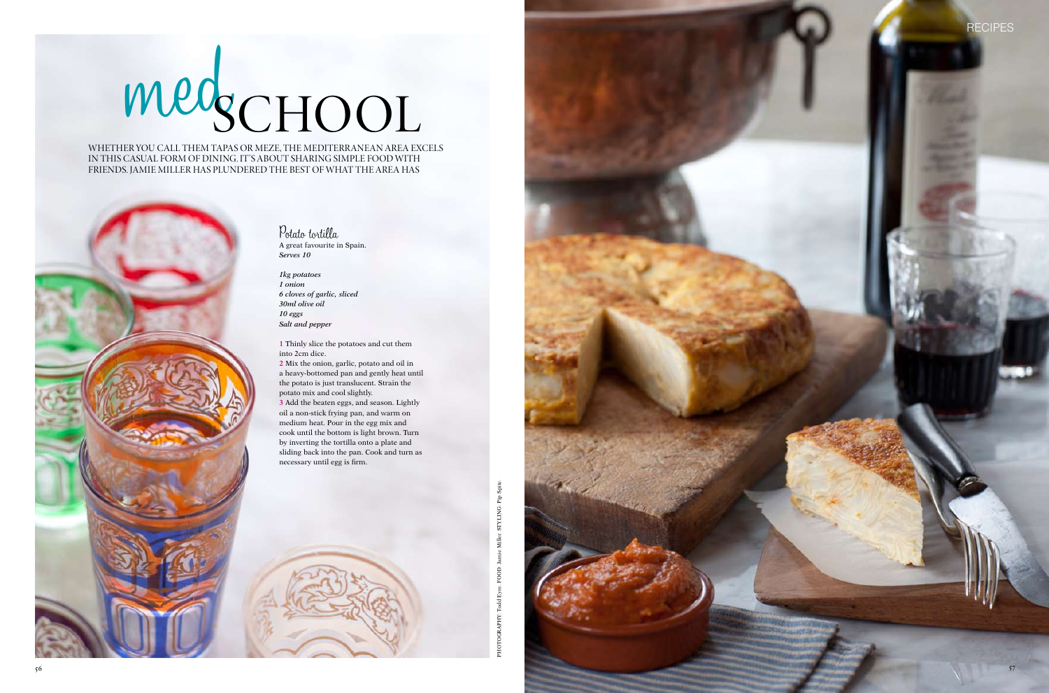# med SCHOOL

WHETHER YOU CALL THEM TAPAS OR MEZE, THE MEDITERRANEAN AREA EXCELS IN THIS CASUAL FORM OF DINING. IT'S ABOUT SHARING SIMPLE FOOD WITH FRIENDS. JAMIE MILLER HAS PLUNDERED THE BEST OF WHAT THE AREA HAS

## Potato tortilla

A great favourite in Spain.
*Serves 10*

*1kg potatoes*
*1 onion*
*6 cloves of garlic, sliced*
*30ml olive oil*
*10 eggs*
*Salt and pepper*

1 Thinly slice the potatoes and cut them into 2cm dice.
2 Mix the onion, garlic, potato and oil in a heavy-bottomed pan and gently heat until the potato is just translucent. Strain the potato mix and cool slightly.
3 Add the beaten eggs, and season. Lightly oil a non-stick frying pan, and warm on medium heat. Pour in the egg mix and cook until the bottom is light brown. Turn by inverting the tortilla onto a plate and sliding back into the pan. Cook and turn as necessary until egg is firm.

PHOTOGRAPHY Todd Eyre. FOOD Jamie Miller. STYLING Pip Spite.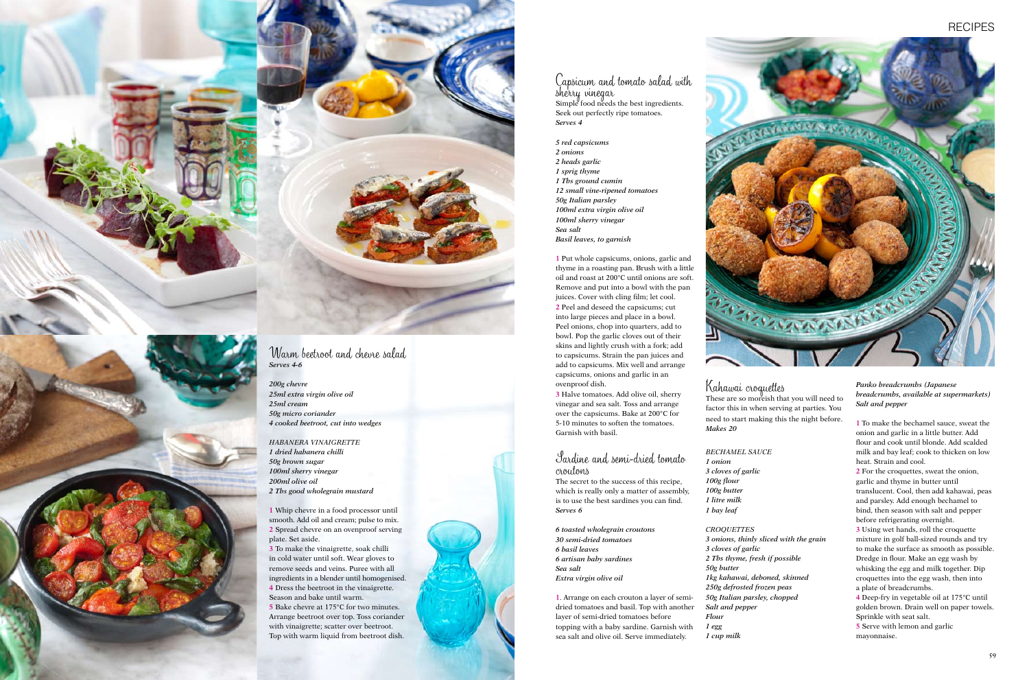## Warm beetroot and chevre salad

***Serves 4-6***

*200g chevre*
*25ml extra virgin olive oil*
*25ml cream*
*50g micro coriander*
*4 cooked beetroot, cut into wedges*

*HABANERA VINAIGRETTE*
*1 dried habanera chilli*
*50g brown sugar*
*100ml sherry vinegar*
*200ml olive oil*
*2 Tbs good wholegrain mustard*

1 Whip chevre in a food processor until smooth. Add oil and cream; pulse to mix.
2 Spread chevre on an ovenproof serving plate. Set aside.
3 To make the vinaigrette, soak chilli in cold water until soft. Wear gloves to remove seeds and veins. Puree with all ingredients in a blender until homogenised.
4 Dress the beetroot in the vinaigrette. Season and bake until warm.
5 Bake chevre at 175°C for two minutes. Arrange beetroot over top. Toss coriander with vinaigrette; scatter over beetroot. Top with warm liquid from beetroot dish.

## Capsicum and tomato salad with sherry vinegar

Simple food needs the best ingredients. Seek out perfectly ripe tomatoes.
***Serves 4***

*5 red capsicums*
*2 onions*
*2 heads garlic*
*1 sprig thyme*
*1 Tbs ground cumin*
*12 small vine-ripened tomatoes*
*50g Italian parsley*
*100ml extra virgin olive oil*
*100ml sherry vinegar*
*Sea salt*
*Basil leaves, to garnish*

1 Put whole capsicums, onions, garlic and thyme in a roasting pan. Brush with a little oil and roast at 200°C until onions are soft. Remove and put into a bowl with the pan juices. Cover with cling film; let cool.
2 Peel and deseed the capsicums; cut into large pieces and place in a bowl. Peel onions, chop into quarters, add to bowl. Pop the garlic cloves out of their skins and lightly crush with a fork; add to capsicums. Strain the pan juices and add to capsicums. Mix well and arrange capsicums, onions and garlic in an ovenproof dish.
3 Halve tomatoes. Add olive oil, sherry vinegar and sea salt. Toss and arrange over the capsicums. Bake at 200°C for 5-10 minutes to soften the tomatoes. Garnish with basil.

## Sardine and semi-dried tomato croutons

The secret to the success of this recipe, which is really only a matter of assembly, is to use the best sardines you can find.
***Serves 6***

*6 toasted wholegrain croutons*
*30 semi-dried tomatoes*
*6 basil leaves*
*6 artisan baby sardines*
*Sea salt*
*Extra virgin olive oil*

1. Arrange on each crouton a layer of semi-dried tomatoes and basil. Top with another layer of semi-dried tomatoes before topping with a baby sardine. Garnish with sea salt and olive oil. Serve immediately.

## Kahawai croquettes

These are so moreish that you will need to factor this in when serving at parties. You need to start making this the night before.
***Makes 20***

*BECHAMEL SAUCE*
*1 onion*
*3 cloves of garlic*
*100g flour*
*100g butter*
*1 litre milk*
*1 bay leaf*

*CROQUETTES*
*3 onions, thinly sliced with the grain*
*3 cloves of garlic*
*2 Tbs thyme, fresh if possible*
*50g butter*
*1kg kahawai, deboned, skinned*
*250g defrosted frozen peas*
*50g Italian parsley, chopped*
*Salt and pepper*
*Flour*
*1 egg*
*1 cup milk*
*Panko breadcrumbs (Japanese breadcrumbs, available at supermarkets)*
*Salt and pepper*

1 To make the bechamel sauce, sweat the onion and garlic in a little butter. Add flour and cook until blonde. Add scalded milk and bay leaf; cook to thicken on low heat. Strain and cool.
2 For the croquettes, sweat the onion, garlic and thyme in butter until translucent. Cool, then add kahawai, peas and parsley. Add enough bechamel to bind, then season with salt and pepper before refrigerating overnight.
3 Using wet hands, roll the croquette mixture in golf ball-sized rounds and try to make the surface as smooth as possible. Dredge in flour. Make an egg wash by whisking the egg and milk together. Dip croquettes into the egg wash, then into a plate of breadcrumbs.
4 Deep-fry in vegetable oil at 175°C until golden brown. Drain well on paper towels. Sprinkle with seat salt.
5 Serve with lemon and garlic mayonnaise.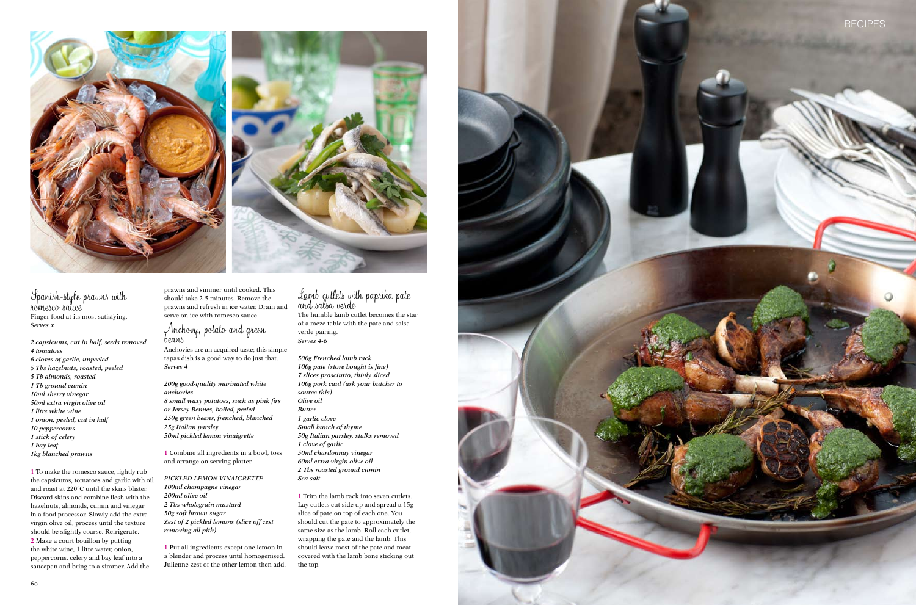## Spanish-style prawns with romesco sauce

Finger food at its most satisfying.
*Serves x*

*2 capsicums, cut in half, seeds removed*
*4 tomatoes*
*6 cloves of garlic, unpeeled*
*5 Tbs hazelnuts, roasted, peeled*
*5 Tb almonds, roasted*
*1 Tb ground cumin*
*10ml sherry vinegar*
*50ml extra virgin olive oil*
*1 litre white wine*
*1 onion, peeled, cut in half*
*10 peppercorns*
*1 stick of celery*
*1 bay leaf*
*1kg blanched prawns*

1 To make the romesco sauce, lightly rub the capsicums, tomatoes and garlic with oil and roast at 220°C until the skins blister. Discard skins and combine flesh with the hazelnuts, almonds, cumin and vinegar in a food processor. Slowly add the extra virgin olive oil, process until the texture should be slightly coarse. Refrigerate.
2 Make a court bouillon by putting the white wine, 1 litre water, onion, peppercorns, celery and bay leaf into a saucepan and bring to a simmer. Add the prawns and simmer until cooked. This should take 2-5 minutes. Remove the prawns and refresh in ice water. Drain and serve on ice with romesco sauce.

## Anchovy, potato and green beans

Anchovies are an acquired taste; this simple tapas dish is a good way to do just that.
*Serves 4*

*200g good-quality marinated white anchovies*
*8 small waxy potatoes, such as pink firs or Jersey Bennes, boiled, peeled*
*250g green beans, frenched, blanched*
*25g Italian parsley*
*50ml pickled lemon vinaigrette*

1 Combine all ingredients in a bowl, toss and arrange on serving platter.

*PICKLED LEMON VINAIGRETTE*
*100ml champagne vinegar*
*200ml olive oil*
*2 Tbs wholegrain mustard*
*50g soft brown sugar*
*Zest of 2 pickled lemons (slice off zest removing all pith)*

1 Put all ingredients except one lemon in a blender and process until homogenised. Julienne zest of the other lemon then add.

## Lamb cutlets with paprika pate and salsa verde

The humble lamb cutlet becomes the star of a meze table with the pate and salsa verde pairing.
*Serves 4-6*

*500g Frenched lamb rack*
*100g pate (store bought is fine)*
*7 slices prosciutto, thinly sliced*
*100g pork caul (ask your butcher to source this)*
*Olive oil*
*Butter*
*1 garlic clove*
*Small bunch of thyme*
*50g Italian parsley, stalks removed*
*1 clove of garlic*
*50ml chardonnay vinegar*
*60ml extra virgin olive oil*
*2 Tbs roasted ground cumin*
*Sea salt*

1 Trim the lamb rack into seven cutlets. Lay cutlets cut side up and spread a 15g slice of pate on top of each one. You should cut the pate to approximately the same size as the lamb. Roll each cutlet, wrapping the pate and the lamb. This should leave most of the pate and meat covered with the lamb bone sticking out the top.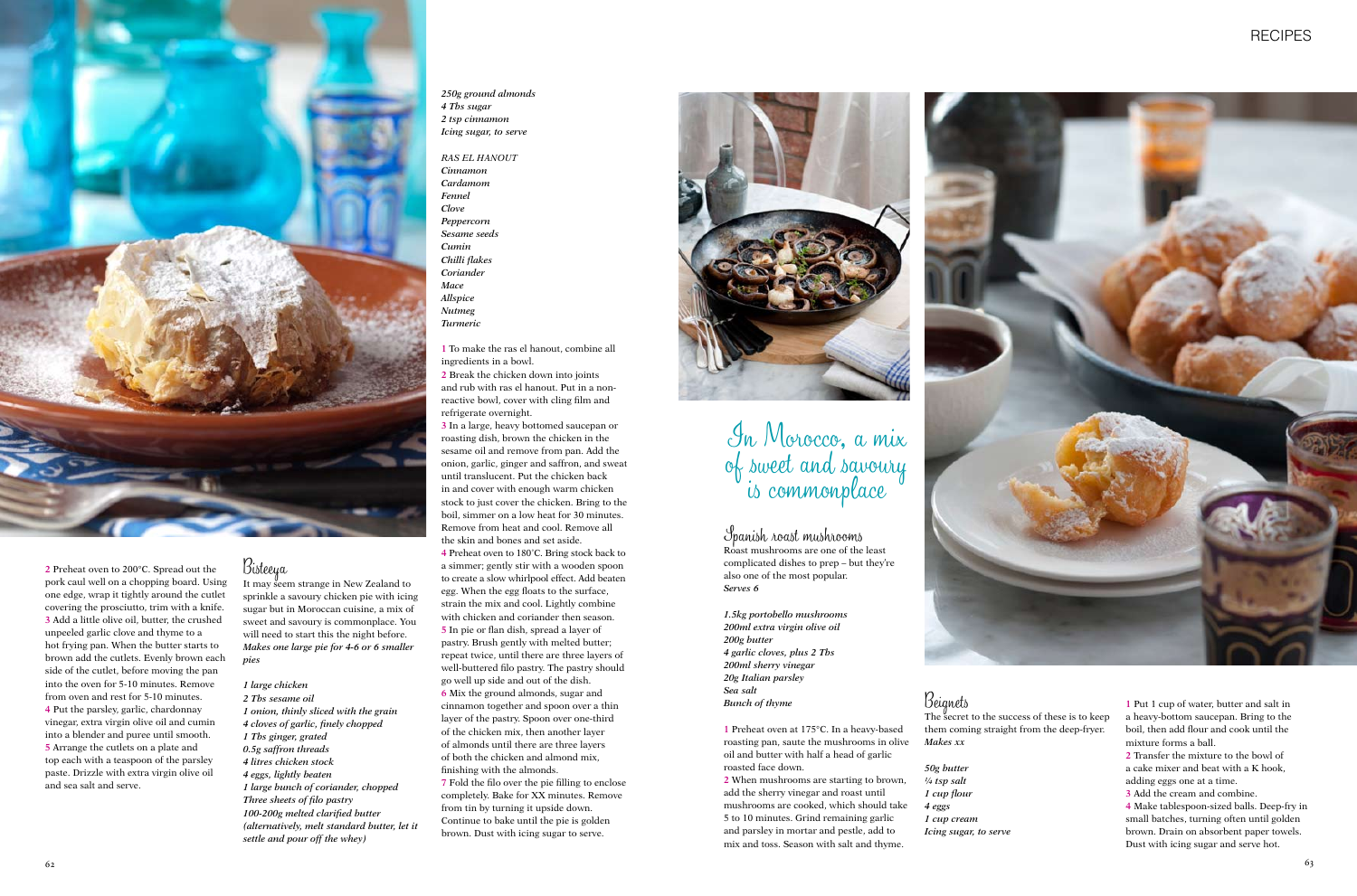2 Preheat oven to 200°C. Spread out the pork caul well on a chopping board. Using one edge, wrap it tightly around the cutlet covering the prosciutto, trim with a knife.
3 Add a little olive oil, butter, the crushed unpeeled garlic clove and thyme to a hot frying pan. When the butter starts to brown add the cutlets. Evenly brown each side of the cutlet, before moving the pan into the oven for 5-10 minutes. Remove from oven and rest for 5-10 minutes.
4 Put the parsley, garlic, chardonnay vinegar, extra virgin olive oil and cumin into a blender and puree until smooth.
5 Arrange the cutlets on a plate and top each with a teaspoon of the parsley paste. Drizzle with extra virgin olive oil and sea salt and serve.

## Bisteeya

It may seem strange in New Zealand to sprinkle a savoury chicken pie with icing sugar but in Moroccan cuisine, a mix of sweet and savoury is commonplace. You will need to start this the night before.
***Makes one large pie for 4-6 or 6 smaller pies***

*1 large chicken*
*2 Tbs sesame oil*
*1 onion, thinly sliced with the grain*
*4 cloves of garlic, finely chopped*
*1 Tbs ginger, grated*
*0.5g saffron threads*
*4 litres chicken stock*
*4 eggs, lightly beaten*
*1 large bunch of coriander, chopped*
*Three sheets of filo pastry*
*100-200g melted clarified butter (alternatively, melt standard butter, let it settle and pour off the whey)*
*250g ground almonds*
*4 Tbs sugar*
*2 tsp cinnamon*
*Icing sugar, to serve*

*RAS EL HANOUT*
*Cinnamon*
*Cardamom*
*Fennel*
*Clove*
*Peppercorn*
*Sesame seeds*
*Cumin*
*Chilli flakes*
*Coriander*
*Mace*
*Allspice*
*Nutmeg*
*Turmeric*

1 To make the ras el hanout, combine all ingredients in a bowl.
2 Break the chicken down into joints and rub with ras el hanout. Put in a non-reactive bowl, cover with cling film and refrigerate overnight.
3 In a large, heavy bottomed saucepan or roasting dish, brown the chicken in the sesame oil and remove from pan. Add the onion, garlic, ginger and saffron, and sweat until translucent. Put the chicken back in and cover with enough warm chicken stock to just cover the chicken. Bring to the boil, simmer on a low heat for 30 minutes. Remove from heat and cool. Remove all the skin and bones and set aside.
4 Preheat oven to 180°C. Bring stock back to a simmer; gently stir with a wooden spoon to create a slow whirlpool effect. Add beaten egg. When the egg floats to the surface, strain the mix and cool. Lightly combine with chicken and coriander then season.
5 In pie or flan dish, spread a layer of pastry. Brush gently with melted butter; repeat twice, until there are three layers of well-buttered filo pastry. The pastry should go well up side and out of the dish.
6 Mix the ground almonds, sugar and cinnamon together and spoon over a thin layer of the pastry. Spoon over one-third of the chicken mix, then another layer of almonds until there are three layers of both the chicken and almond mix, finishing with the almonds.
7 Fold the filo over the pie filling to enclose completely. Bake for XX minutes. Remove from tin by turning it upside down. Continue to bake until the pie is golden brown. Dust with icing sugar to serve.

In Morocco, a mix of sweet and savoury is commonplace

## Spanish roast mushrooms

Roast mushrooms are one of the least complicated dishes to prep – but they're also one of the most popular.
***Serves 6***

*1.5kg portobello mushrooms*
*200ml extra virgin olive oil*
*200g butter*
*4 garlic cloves, plus 2 Tbs*
*200ml sherry vinegar*
*20g Italian parsley*
*Sea salt*
*Bunch of thyme*

1 Preheat oven at 175°C. In a heavy-based roasting pan, saute the mushrooms in olive oil and butter with half a head of garlic roasted face down.
2 When mushrooms are starting to brown, add the sherry vinegar and roast until mushrooms are cooked, which should take 5 to 10 minutes. Grind remaining garlic and parsley in mortar and pestle, add to mix and toss. Season with salt and thyme.

## Beignets

The secret to the success of these is to keep them coming straight from the deep-fryer.
***Makes xx***

*50g butter*
*¼ tsp salt*
*1 cup flour*
*4 eggs*
*1 cup cream*
*Icing sugar, to serve*

1 Put 1 cup of water, butter and salt in a heavy-bottom saucepan. Bring to the boil, then add flour and cook until the mixture forms a ball.
2 Transfer the mixture to the bowl of a cake mixer and beat with a K hook, adding eggs one at a time.
3 Add the cream and combine.
4 Make tablespoon-sized balls. Deep-fry in small batches, turning often until golden brown. Drain on absorbent paper towels. Dust with icing sugar and serve hot.